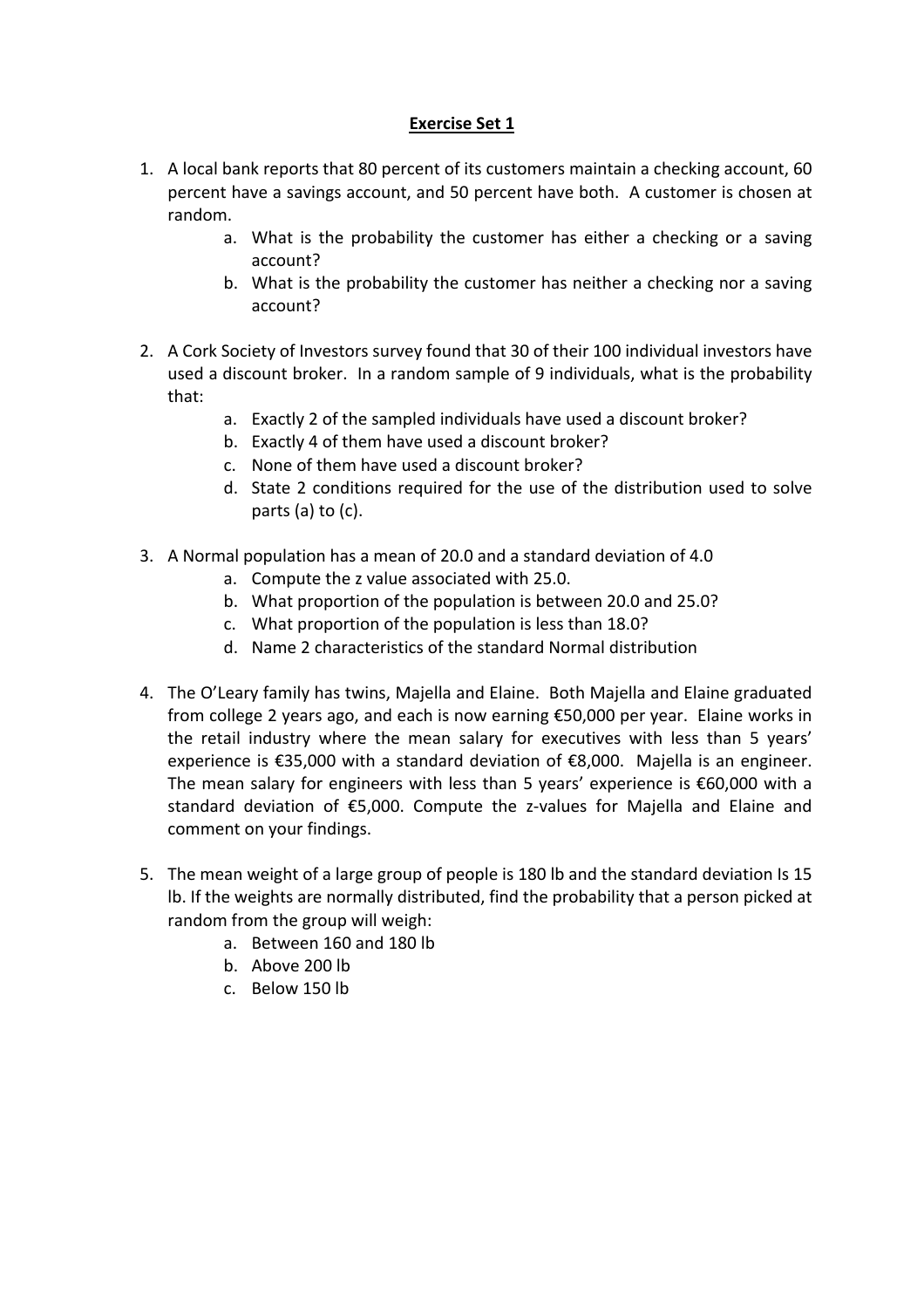# Exercise Set 1

1. A local bank reports that 80 percent of its customers maintain a checking account, 60 percent have a savings account, and 50 percent have both. A customer is chosen at random.
   a. What is the probability the customer has either a checking or a saving account?
   b. What is the probability the customer has neither a checking nor a saving account?

2. A Cork Society of Investors survey found that 30 of their 100 individual investors have used a discount broker. In a random sample of 9 individuals, what is the probability that:
   a. Exactly 2 of the sampled individuals have used a discount broker?
   b. Exactly 4 of them have used a discount broker?
   c. None of them have used a discount broker?
   d. State 2 conditions required for the use of the distribution used to solve parts (a) to (c).

3. A Normal population has a mean of 20.0 and a standard deviation of 4.0
   a. Compute the z value associated with 25.0.
   b. What proportion of the population is between 20.0 and 25.0?
   c. What proportion of the population is less than 18.0?
   d. Name 2 characteristics of the standard Normal distribution

4. The O'Leary family has twins, Majella and Elaine. Both Majella and Elaine graduated from college 2 years ago, and each is now earning €50,000 per year. Elaine works in the retail industry where the mean salary for executives with less than 5 years' experience is €35,000 with a standard deviation of €8,000. Majella is an engineer. The mean salary for engineers with less than 5 years' experience is €60,000 with a standard deviation of €5,000. Compute the z-values for Majella and Elaine and comment on your findings.

5. The mean weight of a large group of people is 180 lb and the standard deviation Is 15 lb. If the weights are normally distributed, find the probability that a person picked at random from the group will weigh:
   a. Between 160 and 180 lb
   b. Above 200 lb
   c. Below 150 lb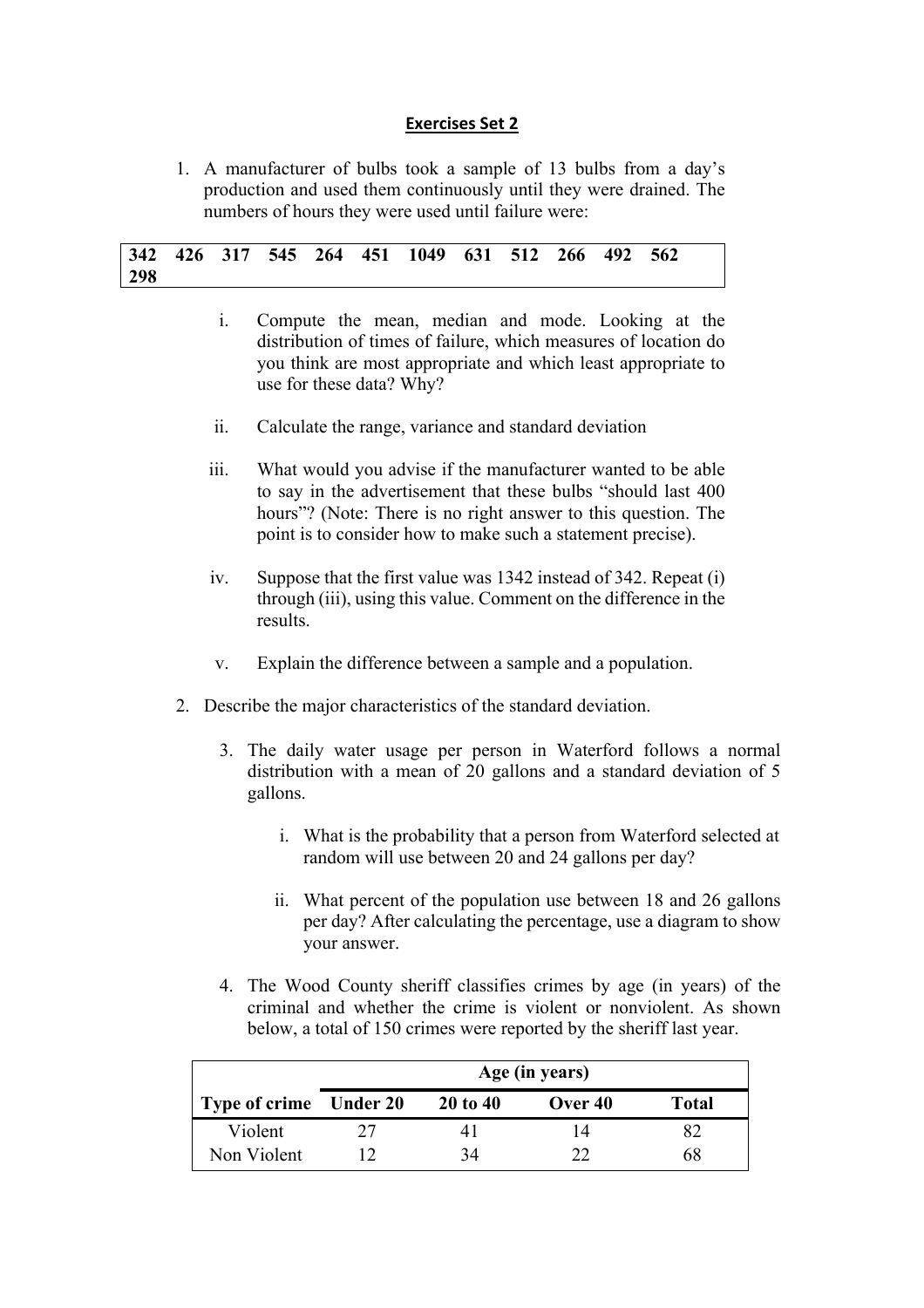**Exercises Set 2**

1. A manufacturer of bulbs took a sample of 13 bulbs from a day's production and used them continuously until they were drained. The numbers of hours they were used until failure were:

| 342 | 426 | 317 | 545 | 264 | 451 | 1049 | 631 | 512 | 266 | 492 | 562 |
|---|---|---|---|---|---|---|---|---|---|---|---|
| 298 | | | | | | | | | | | |

   i. Compute the mean, median and mode. Looking at the distribution of times of failure, which measures of location do you think are most appropriate and which least appropriate to use for these data? Why?

   ii. Calculate the range, variance and standard deviation

   iii. What would you advise if the manufacturer wanted to be able to say in the advertisement that these bulbs "should last 400 hours"? (Note: There is no right answer to this question. The point is to consider how to make such a statement precise).

   iv. Suppose that the first value was 1342 instead of 342. Repeat (i) through (iii), using this value. Comment on the difference in the results.

   v. Explain the difference between a sample and a population.

2. Describe the major characteristics of the standard deviation.

3. The daily water usage per person in Waterford follows a normal distribution with a mean of 20 gallons and a standard deviation of 5 gallons.

   i. What is the probability that a person from Waterford selected at random will use between 20 and 24 gallons per day?

   ii. What percent of the population use between 18 and 26 gallons per day? After calculating the percentage, use a diagram to show your answer.

4. The Wood County sheriff classifies crimes by age (in years) of the criminal and whether the crime is violent or nonviolent. As shown below, a total of 150 crimes were reported by the sheriff last year.

| | Age (in years) | | | |
|---|---|---|---|---|
| **Type of crime** | **Under 20** | **20 to 40** | **Over 40** | **Total** |
| Violent | 27 | 41 | 14 | 82 |
| Non Violent | 12 | 34 | 22 | 68 |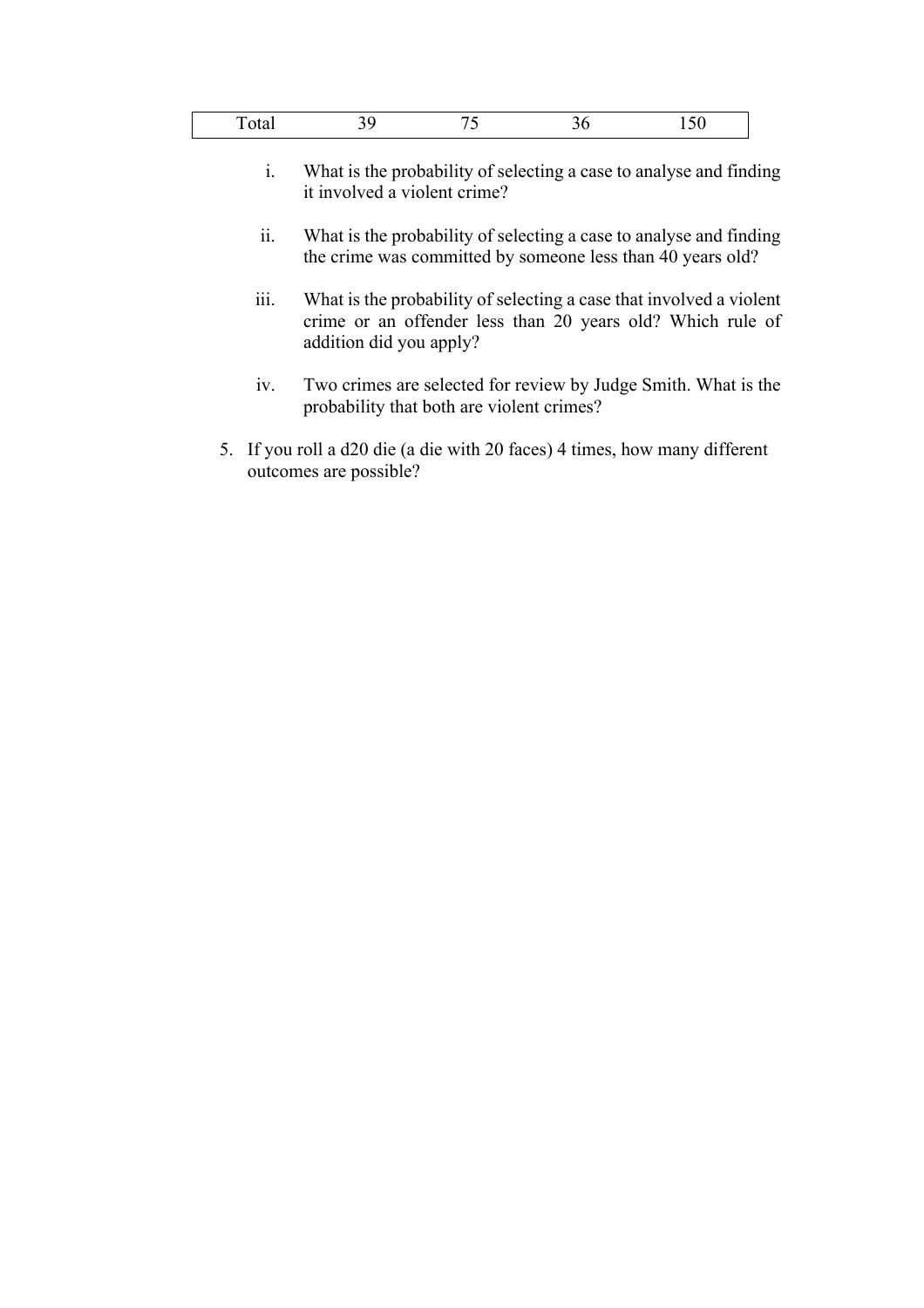| Total | 39 | 75 | 36 | 150 |
|---|---|---|---|---|

i. What is the probability of selecting a case to analyse and finding it involved a violent crime?

ii. What is the probability of selecting a case to analyse and finding the crime was committed by someone less than 40 years old?

iii. What is the probability of selecting a case that involved a violent crime or an offender less than 20 years old? Which rule of addition did you apply?

iv. Two crimes are selected for review by Judge Smith. What is the probability that both are violent crimes?

5. If you roll a d20 die (a die with 20 faces) 4 times, how many different outcomes are possible?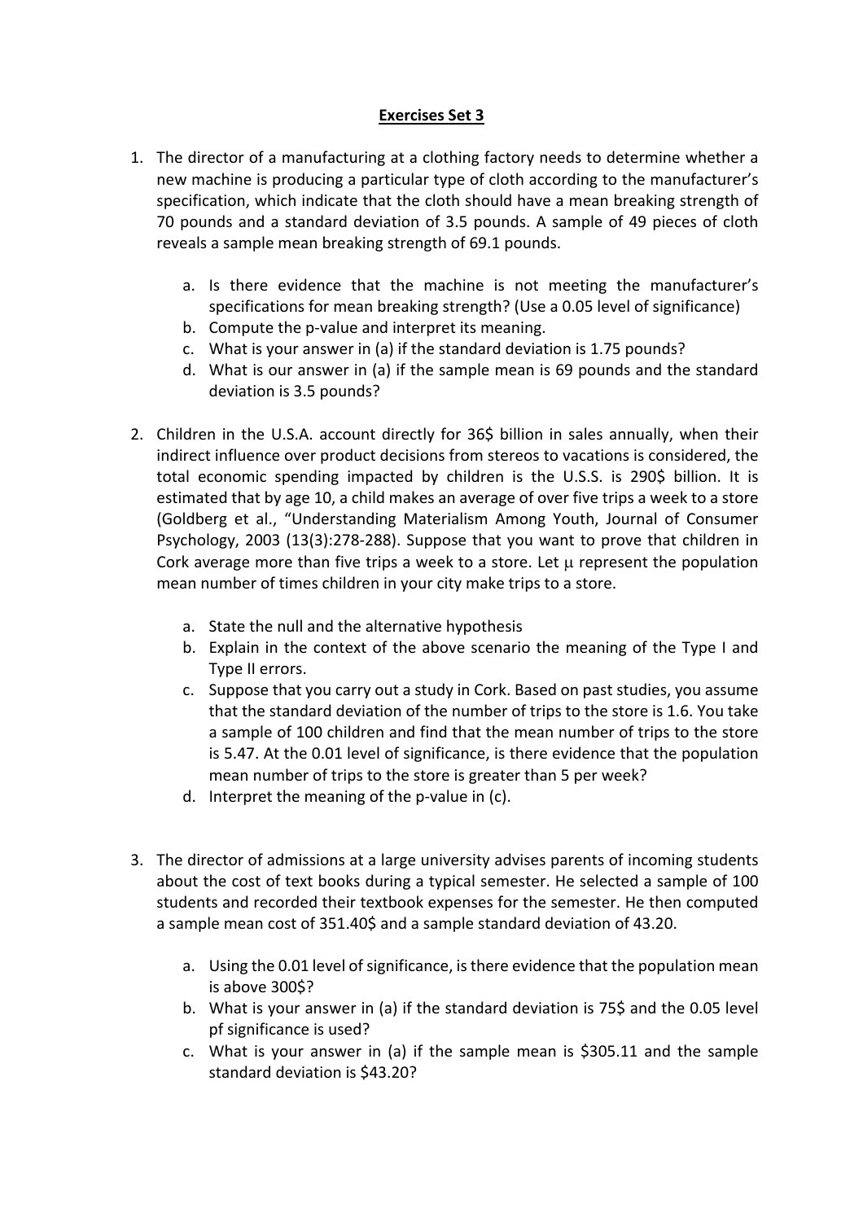# Exercises Set 3

1. The director of a manufacturing at a clothing factory needs to determine whether a new machine is producing a particular type of cloth according to the manufacturer's specification, which indicate that the cloth should have a mean breaking strength of 70 pounds and a standard deviation of 3.5 pounds. A sample of 49 pieces of cloth reveals a sample mean breaking strength of 69.1 pounds.

   a. Is there evidence that the machine is not meeting the manufacturer's specifications for mean breaking strength? (Use a 0.05 level of significance)
   b. Compute the p-value and interpret its meaning.
   c. What is your answer in (a) if the standard deviation is 1.75 pounds?
   d. What is our answer in (a) if the sample mean is 69 pounds and the standard deviation is 3.5 pounds?

2. Children in the U.S.A. account directly for 36$ billion in sales annually, when their indirect influence over product decisions from stereos to vacations is considered, the total economic spending impacted by children is the U.S.S. is 290$ billion. It is estimated that by age 10, a child makes an average of over five trips a week to a store (Goldberg et al., "Understanding Materialism Among Youth, Journal of Consumer Psychology, 2003 (13(3):278-288). Suppose that you want to prove that children in Cork average more than five trips a week to a store. Let $\mu$ represent the population mean number of times children in your city make trips to a store.

   a. State the null and the alternative hypothesis
   b. Explain in the context of the above scenario the meaning of the Type I and Type II errors.
   c. Suppose that you carry out a study in Cork. Based on past studies, you assume that the standard deviation of the number of trips to the store is 1.6. You take a sample of 100 children and find that the mean number of trips to the store is 5.47. At the 0.01 level of significance, is there evidence that the population mean number of trips to the store is greater than 5 per week?
   d. Interpret the meaning of the p-value in (c).

3. The director of admissions at a large university advises parents of incoming students about the cost of text books during a typical semester. He selected a sample of 100 students and recorded their textbook expenses for the semester. He then computed a sample mean cost of 351.40$ and a sample standard deviation of 43.20.

   a. Using the 0.01 level of significance, is there evidence that the population mean is above 300$?
   b. What is your answer in (a) if the standard deviation is 75$ and the 0.05 level pf significance is used?
   c. What is your answer in (a) if the sample mean is $305.11 and the sample standard deviation is $43.20?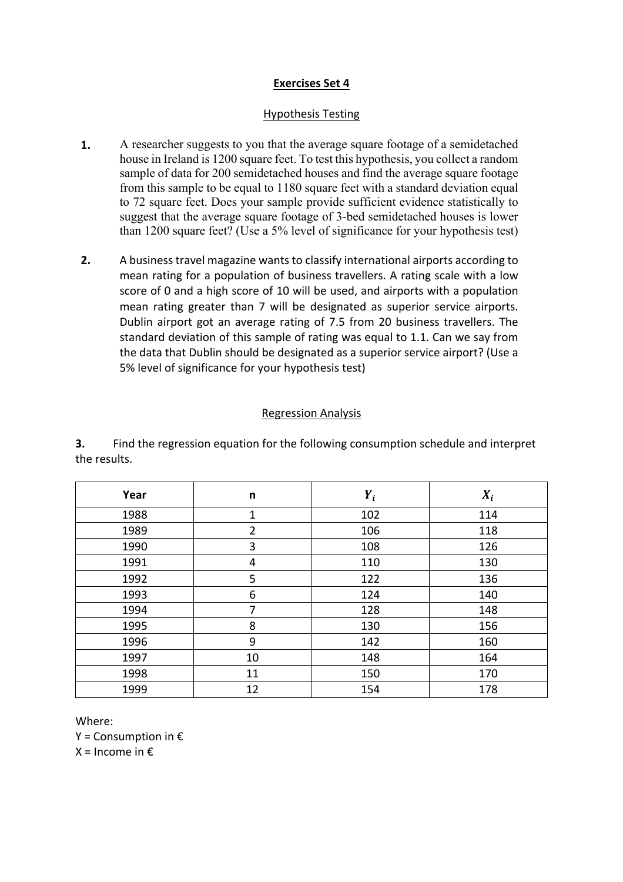## Exercises Set 4

### Hypothesis Testing

**1.** A researcher suggests to you that the average square footage of a semidetached house in Ireland is 1200 square feet. To test this hypothesis, you collect a random sample of data for 200 semidetached houses and find the average square footage from this sample to be equal to 1180 square feet with a standard deviation equal to 72 square feet. Does your sample provide sufficient evidence statistically to suggest that the average square footage of 3-bed semidetached houses is lower than 1200 square feet? (Use a 5% level of significance for your hypothesis test)

**2.** A business travel magazine wants to classify international airports according to mean rating for a population of business travellers. A rating scale with a low score of 0 and a high score of 10 will be used, and airports with a population mean rating greater than 7 will be designated as superior service airports. Dublin airport got an average rating of 7.5 from 20 business travellers. The standard deviation of this sample of rating was equal to 1.1. Can we say from the data that Dublin should be designated as a superior service airport? (Use a 5% level of significance for your hypothesis test)

### Regression Analysis

**3.** Find the regression equation for the following consumption schedule and interpret the results.

| Year | n | $Y_i$ | $X_i$ |
|---|---|---|---|
| 1988 | 1 | 102 | 114 |
| 1989 | 2 | 106 | 118 |
| 1990 | 3 | 108 | 126 |
| 1991 | 4 | 110 | 130 |
| 1992 | 5 | 122 | 136 |
| 1993 | 6 | 124 | 140 |
| 1994 | 7 | 128 | 148 |
| 1995 | 8 | 130 | 156 |
| 1996 | 9 | 142 | 160 |
| 1997 | 10 | 148 | 164 |
| 1998 | 11 | 150 | 170 |
| 1999 | 12 | 154 | 178 |

Where:
Y = Consumption in €
X = Income in €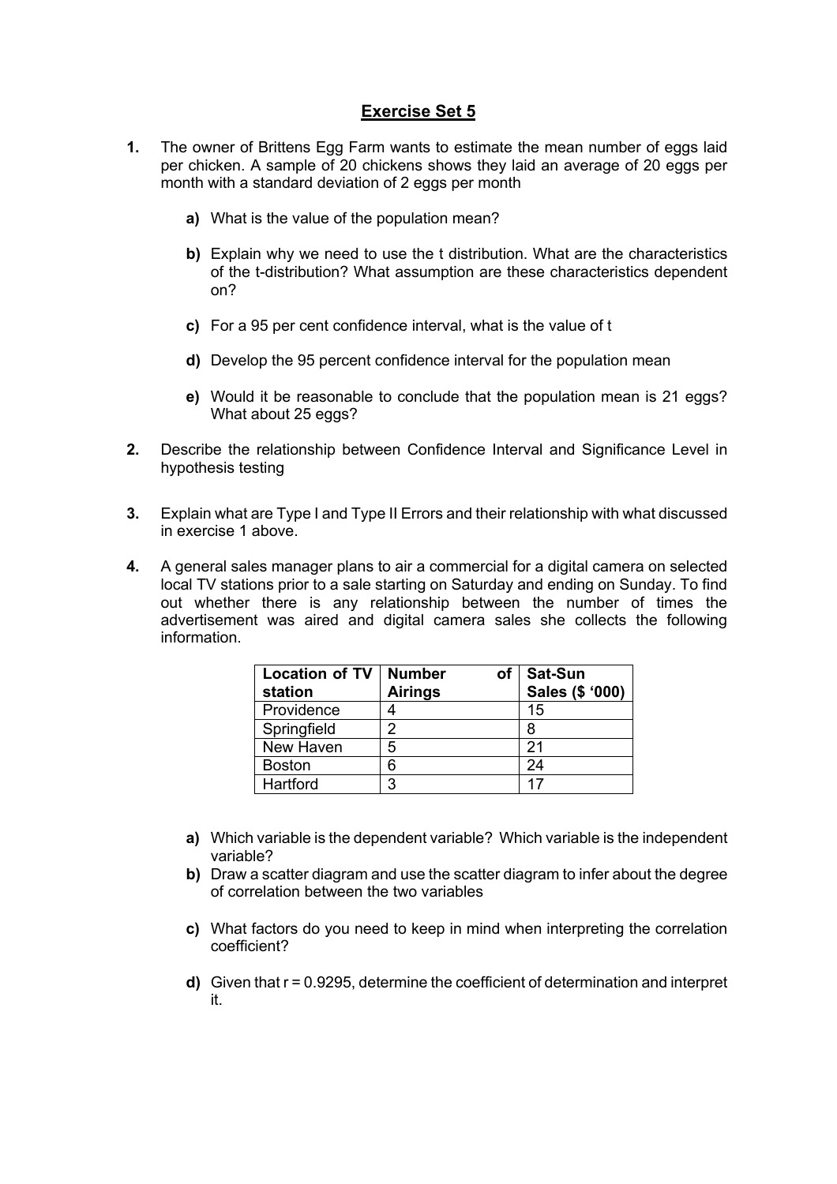# Exercise Set 5

**1.** The owner of Brittens Egg Farm wants to estimate the mean number of eggs laid per chicken. A sample of 20 chickens shows they laid an average of 20 eggs per month with a standard deviation of 2 eggs per month

**a)** What is the value of the population mean?

**b)** Explain why we need to use the t distribution. What are the characteristics of the t-distribution? What assumption are these characteristics dependent on?

**c)** For a 95 per cent confidence interval, what is the value of t

**d)** Develop the 95 percent confidence interval for the population mean

**e)** Would it be reasonable to conclude that the population mean is 21 eggs? What about 25 eggs?

**2.** Describe the relationship between Confidence Interval and Significance Level in hypothesis testing

**3.** Explain what are Type I and Type II Errors and their relationship with what discussed in exercise 1 above.

**4.** A general sales manager plans to air a commercial for a digital camera on selected local TV stations prior to a sale starting on Saturday and ending on Sunday. To find out whether there is any relationship between the number of times the advertisement was aired and digital camera sales she collects the following information.

| **Location of TV station** | **Number of Airings** | **Sat-Sun Sales ($ '000)** |
|---|---|---|
| Providence | 4 | 15 |
| Springfield | 2 | 8 |
| New Haven | 5 | 21 |
| Boston | 6 | 24 |
| Hartford | 3 | 17 |

**a)** Which variable is the dependent variable? Which variable is the independent variable?

**b)** Draw a scatter diagram and use the scatter diagram to infer about the degree of correlation between the two variables

**c)** What factors do you need to keep in mind when interpreting the correlation coefficient?

**d)** Given that r = 0.9295, determine the coefficient of determination and interpret it.